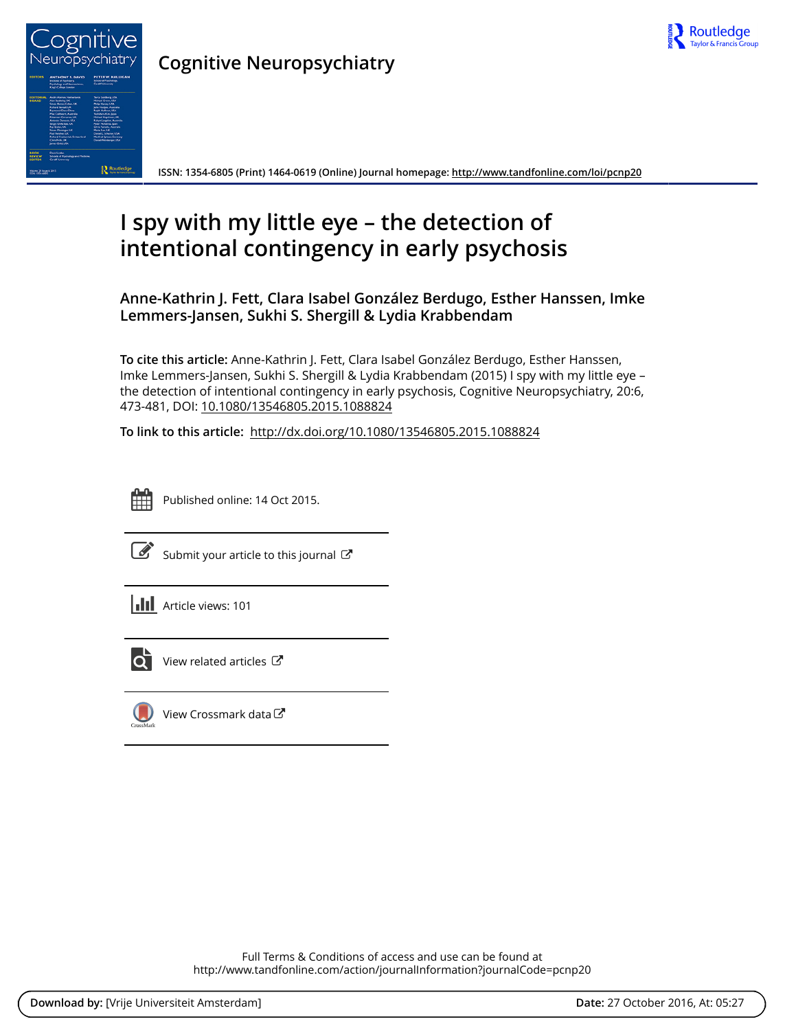**Cognitive Neuropsychiatry**

ISSN: 1354-6805 (Print) 1464-0619 (Online) Journal homepage: http://www.tandfonline.com/loi/pcnp20

# I spy with my little eye – the detection of intentional contingency in early psychosis

**Anne-Kathrin J. Fett, Clara Isabel González Berdugo, Esther Hanssen, Imke Lemmers-Jansen, Sukhi S. Shergill & Lydia Krabbendam**

**To cite this article:** Anne-Kathrin J. Fett, Clara Isabel González Berdugo, Esther Hanssen, Imke Lemmers-Jansen, Sukhi S. Shergill & Lydia Krabbendam (2015) I spy with my little eye – the detection of intentional contingency in early psychosis, Cognitive Neuropsychiatry, 20:6, 473-481, DOI: 10.1080/13546805.2015.1088824

**To link to this article:** http://dx.doi.org/10.1080/13546805.2015.1088824

Published online: 14 Oct 2015.

Submit your article to this journal

Article views: 101

View related articles

View Crossmark data

Full Terms & Conditions of access and use can be found at http://www.tandfonline.com/action/journalInformation?journalCode=pcnp20

**Download by:** [Vrije Universiteit Amsterdam] **Date:** 27 October 2016, At: 05:27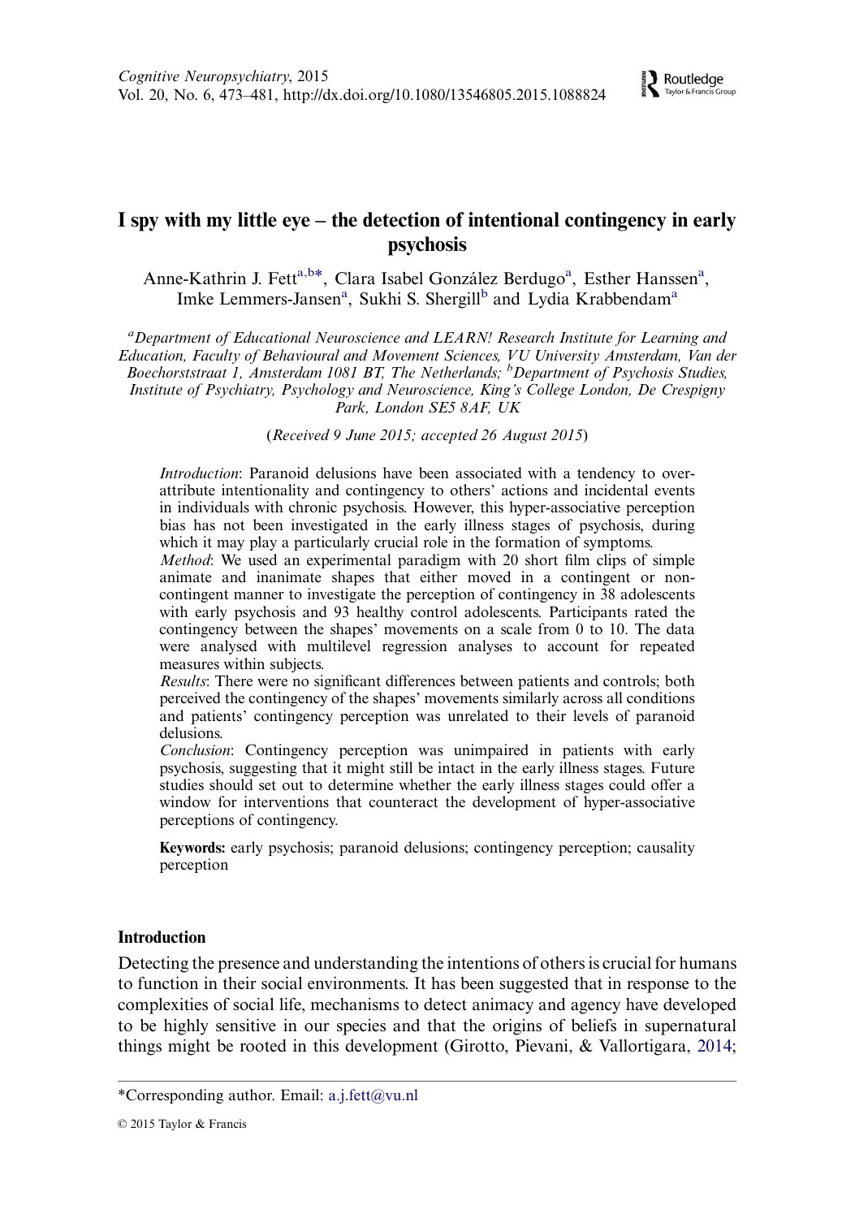# I spy with my little eye – the detection of intentional contingency in early psychosis

Anne-Kathrin J. Fett[a,b*], Clara Isabel González Berdugo[a], Esther Hanssen[a], Imke Lemmers-Jansen[a], Sukhi S. Shergill[b] and Lydia Krabbendam[a]

[a]*Department of Educational Neuroscience and LEARN! Research Institute for Learning and Education, Faculty of Behavioural and Movement Sciences, VU University Amsterdam, Van der Boechorststraat 1, Amsterdam 1081 BT, The Netherlands;* [b]*Department of Psychosis Studies, Institute of Psychiatry, Psychology and Neuroscience, King's College London, De Crespigny Park, London SE5 8AF, UK*

(*Received 9 June 2015; accepted 26 August 2015*)

*Introduction*: Paranoid delusions have been associated with a tendency to over-attribute intentionality and contingency to others' actions and incidental events in individuals with chronic psychosis. However, this hyper-associative perception bias has not been investigated in the early illness stages of psychosis, during which it may play a particularly crucial role in the formation of symptoms.

*Method*: We used an experimental paradigm with 20 short film clips of simple animate and inanimate shapes that either moved in a contingent or non-contingent manner to investigate the perception of contingency in 38 adolescents with early psychosis and 93 healthy control adolescents. Participants rated the contingency between the shapes' movements on a scale from 0 to 10. The data were analysed with multilevel regression analyses to account for repeated measures within subjects.

*Results*: There were no significant differences between patients and controls; both perceived the contingency of the shapes' movements similarly across all conditions and patients' contingency perception was unrelated to their levels of paranoid delusions.

*Conclusion*: Contingency perception was unimpaired in patients with early psychosis, suggesting that it might still be intact in the early illness stages. Future studies should set out to determine whether the early illness stages could offer a window for interventions that counteract the development of hyper-associative perceptions of contingency.

**Keywords:** early psychosis; paranoid delusions; contingency perception; causality perception

## Introduction

Detecting the presence and understanding the intentions of others is crucial for humans to function in their social environments. It has been suggested that in response to the complexities of social life, mechanisms to detect animacy and agency have developed to be highly sensitive in our species and that the origins of beliefs in supernatural things might be rooted in this development (Girotto, Pievani, & Vallortigara, 2014;

*Corresponding author. Email: a.j.fett@vu.nl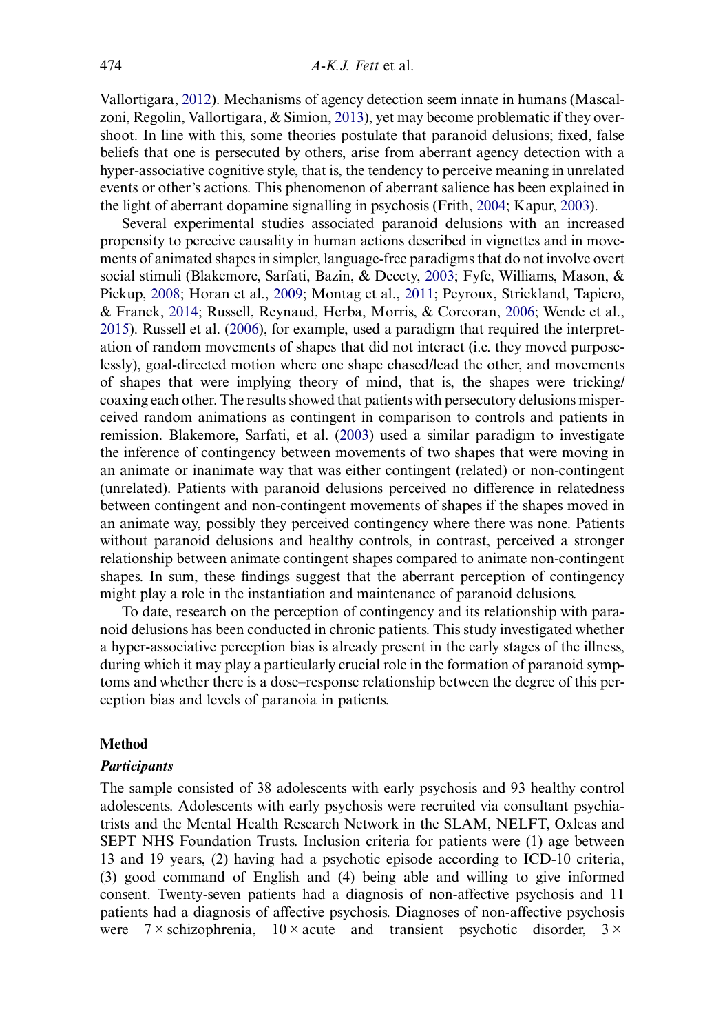Vallortigara, 2012). Mechanisms of agency detection seem innate in humans (Mascalzoni, Regolin, Vallortigara, & Simion, 2013), yet may become problematic if they overshoot. In line with this, some theories postulate that paranoid delusions; fixed, false beliefs that one is persecuted by others, arise from aberrant agency detection with a hyper-associative cognitive style, that is, the tendency to perceive meaning in unrelated events or other's actions. This phenomenon of aberrant salience has been explained in the light of aberrant dopamine signalling in psychosis (Frith, 2004; Kapur, 2003).

Several experimental studies associated paranoid delusions with an increased propensity to perceive causality in human actions described in vignettes and in movements of animated shapes in simpler, language-free paradigms that do not involve overt social stimuli (Blakemore, Sarfati, Bazin, & Decety, 2003; Fyfe, Williams, Mason, & Pickup, 2008; Horan et al., 2009; Montag et al., 2011; Peyroux, Strickland, Tapiero, & Franck, 2014; Russell, Reynaud, Herba, Morris, & Corcoran, 2006; Wende et al., 2015). Russell et al. (2006), for example, used a paradigm that required the interpretation of random movements of shapes that did not interact (i.e. they moved purposelessly), goal-directed motion where one shape chased/lead the other, and movements of shapes that were implying theory of mind, that is, the shapes were tricking/coaxing each other. The results showed that patients with persecutory delusions misperceived random animations as contingent in comparison to controls and patients in remission. Blakemore, Sarfati, et al. (2003) used a similar paradigm to investigate the inference of contingency between movements of two shapes that were moving in an animate or inanimate way that was either contingent (related) or non-contingent (unrelated). Patients with paranoid delusions perceived no difference in relatedness between contingent and non-contingent movements of shapes if the shapes moved in an animate way, possibly they perceived contingency where there was none. Patients without paranoid delusions and healthy controls, in contrast, perceived a stronger relationship between animate contingent shapes compared to animate non-contingent shapes. In sum, these findings suggest that the aberrant perception of contingency might play a role in the instantiation and maintenance of paranoid delusions.

To date, research on the perception of contingency and its relationship with paranoid delusions has been conducted in chronic patients. This study investigated whether a hyper-associative perception bias is already present in the early stages of the illness, during which it may play a particularly crucial role in the formation of paranoid symptoms and whether there is a dose–response relationship between the degree of this perception bias and levels of paranoia in patients.

## Method

### *Participants*

The sample consisted of 38 adolescents with early psychosis and 93 healthy control adolescents. Adolescents with early psychosis were recruited via consultant psychiatrists and the Mental Health Research Network in the SLAM, NELFT, Oxleas and SEPT NHS Foundation Trusts. Inclusion criteria for patients were (1) age between 13 and 19 years, (2) having had a psychotic episode according to ICD-10 criteria, (3) good command of English and (4) being able and willing to give informed consent. Twenty-seven patients had a diagnosis of non-affective psychosis and 11 patients had a diagnosis of affective psychosis. Diagnoses of non-affective psychosis were 7 × schizophrenia, 10 × acute and transient psychotic disorder, 3 ×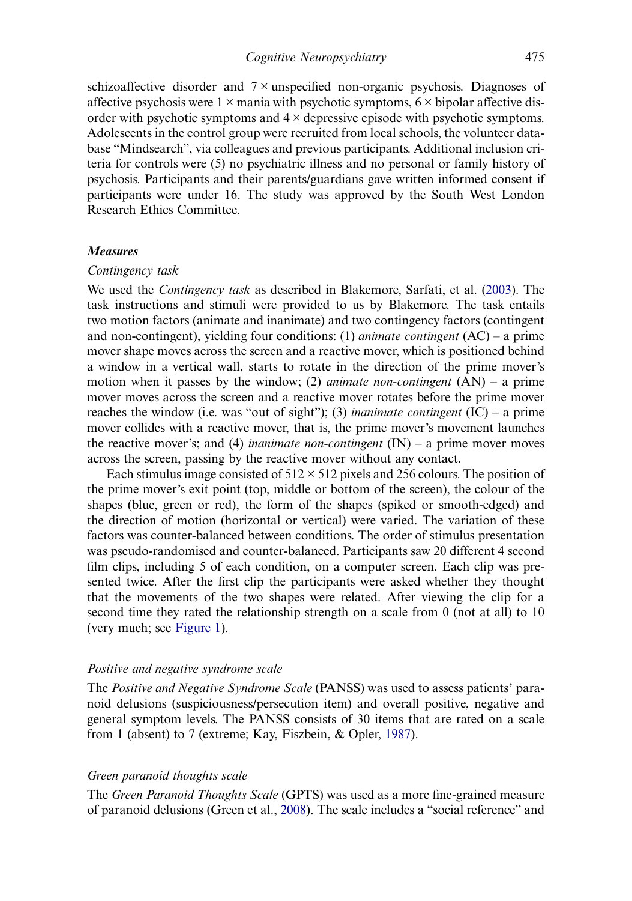schizoaffective disorder and 7 × unspecified non-organic psychosis. Diagnoses of affective psychosis were 1 × mania with psychotic symptoms, 6 × bipolar affective disorder with psychotic symptoms and 4 × depressive episode with psychotic symptoms. Adolescents in the control group were recruited from local schools, the volunteer database "Mindsearch", via colleagues and previous participants. Additional inclusion criteria for controls were (5) no psychiatric illness and no personal or family history of psychosis. Participants and their parents/guardians gave written informed consent if participants were under 16. The study was approved by the South West London Research Ethics Committee.

### *Measures*

#### *Contingency task*

We used the *Contingency task* as described in Blakemore, Sarfati, et al. (2003). The task instructions and stimuli were provided to us by Blakemore. The task entails two motion factors (animate and inanimate) and two contingency factors (contingent and non-contingent), yielding four conditions: (1) *animate contingent* (AC) – a prime mover shape moves across the screen and a reactive mover, which is positioned behind a window in a vertical wall, starts to rotate in the direction of the prime mover's motion when it passes by the window; (2) *animate non-contingent* (AN) – a prime mover moves across the screen and a reactive mover rotates before the prime mover reaches the window (i.e. was "out of sight"); (3) *inanimate contingent* (IC) – a prime mover collides with a reactive mover, that is, the prime mover's movement launches the reactive mover's; and (4) *inanimate non-contingent* (IN) – a prime mover moves across the screen, passing by the reactive mover without any contact.

Each stimulus image consisted of 512 × 512 pixels and 256 colours. The position of the prime mover's exit point (top, middle or bottom of the screen), the colour of the shapes (blue, green or red), the form of the shapes (spiked or smooth-edged) and the direction of motion (horizontal or vertical) were varied. The variation of these factors was counter-balanced between conditions. The order of stimulus presentation was pseudo-randomised and counter-balanced. Participants saw 20 different 4 second film clips, including 5 of each condition, on a computer screen. Each clip was presented twice. After the first clip the participants were asked whether they thought that the movements of the two shapes were related. After viewing the clip for a second time they rated the relationship strength on a scale from 0 (not at all) to 10 (very much; see Figure 1).

#### *Positive and negative syndrome scale*

The *Positive and Negative Syndrome Scale* (PANSS) was used to assess patients' paranoid delusions (suspiciousness/persecution item) and overall positive, negative and general symptom levels. The PANSS consists of 30 items that are rated on a scale from 1 (absent) to 7 (extreme; Kay, Fiszbein, & Opler, 1987).

#### *Green paranoid thoughts scale*

The *Green Paranoid Thoughts Scale* (GPTS) was used as a more fine-grained measure of paranoid delusions (Green et al., 2008). The scale includes a "social reference" and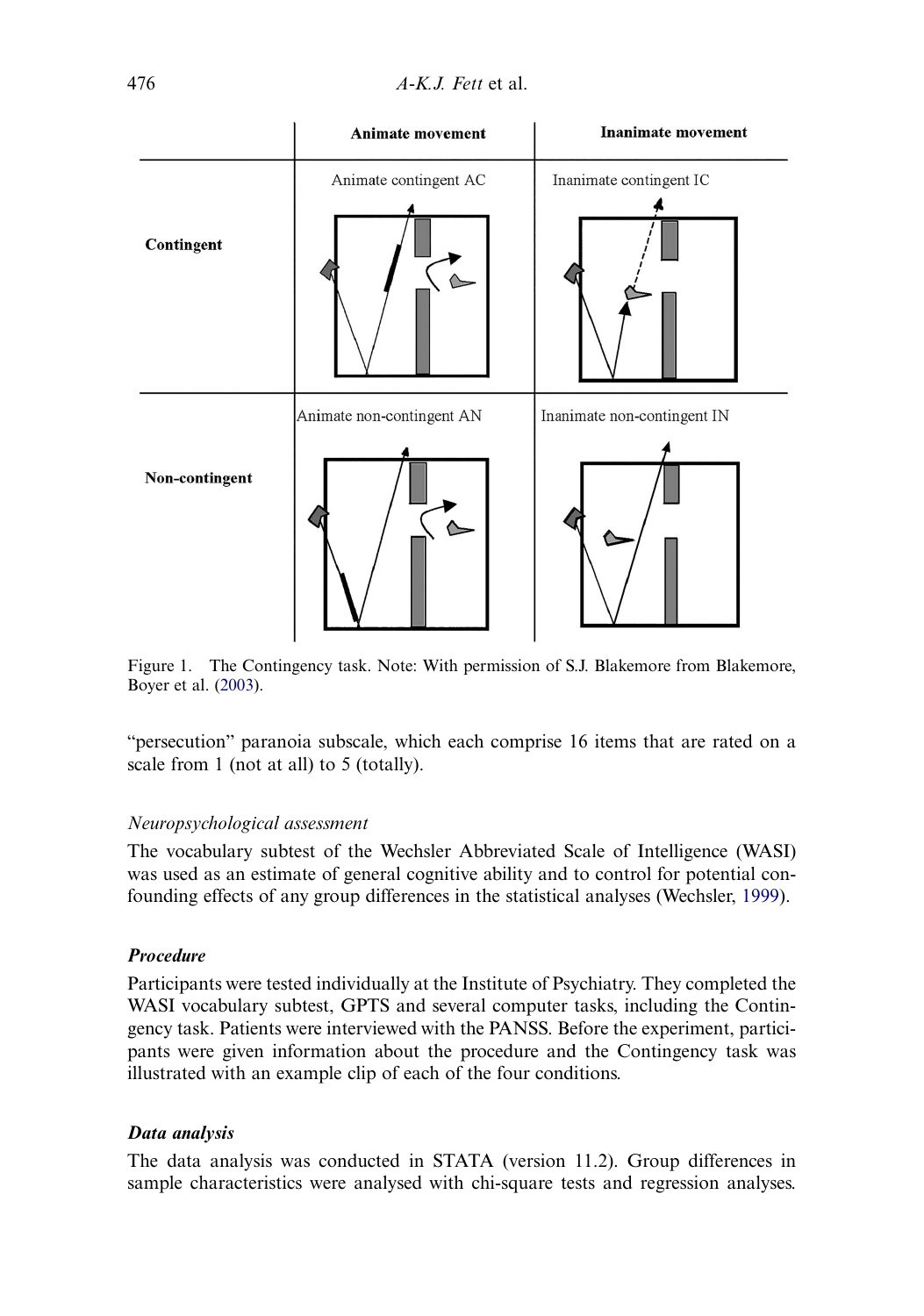Figure 1. The Contingency task. Note: With permission of S.J. Blakemore from Blakemore, Boyer et al. (2003).

"persecution" paranoia subscale, which each comprise 16 items that are rated on a scale from 1 (not at all) to 5 (totally).

*Neuropsychological assessment*

The vocabulary subtest of the Wechsler Abbreviated Scale of Intelligence (WASI) was used as an estimate of general cognitive ability and to control for potential confounding effects of any group differences in the statistical analyses (Wechsler, 1999).

### ***Procedure***

Participants were tested individually at the Institute of Psychiatry. They completed the WASI vocabulary subtest, GPTS and several computer tasks, including the Contingency task. Patients were interviewed with the PANSS. Before the experiment, participants were given information about the procedure and the Contingency task was illustrated with an example clip of each of the four conditions.

### ***Data analysis***

The data analysis was conducted in STATA (version 11.2). Group differences in sample characteristics were analysed with chi-square tests and regression analyses.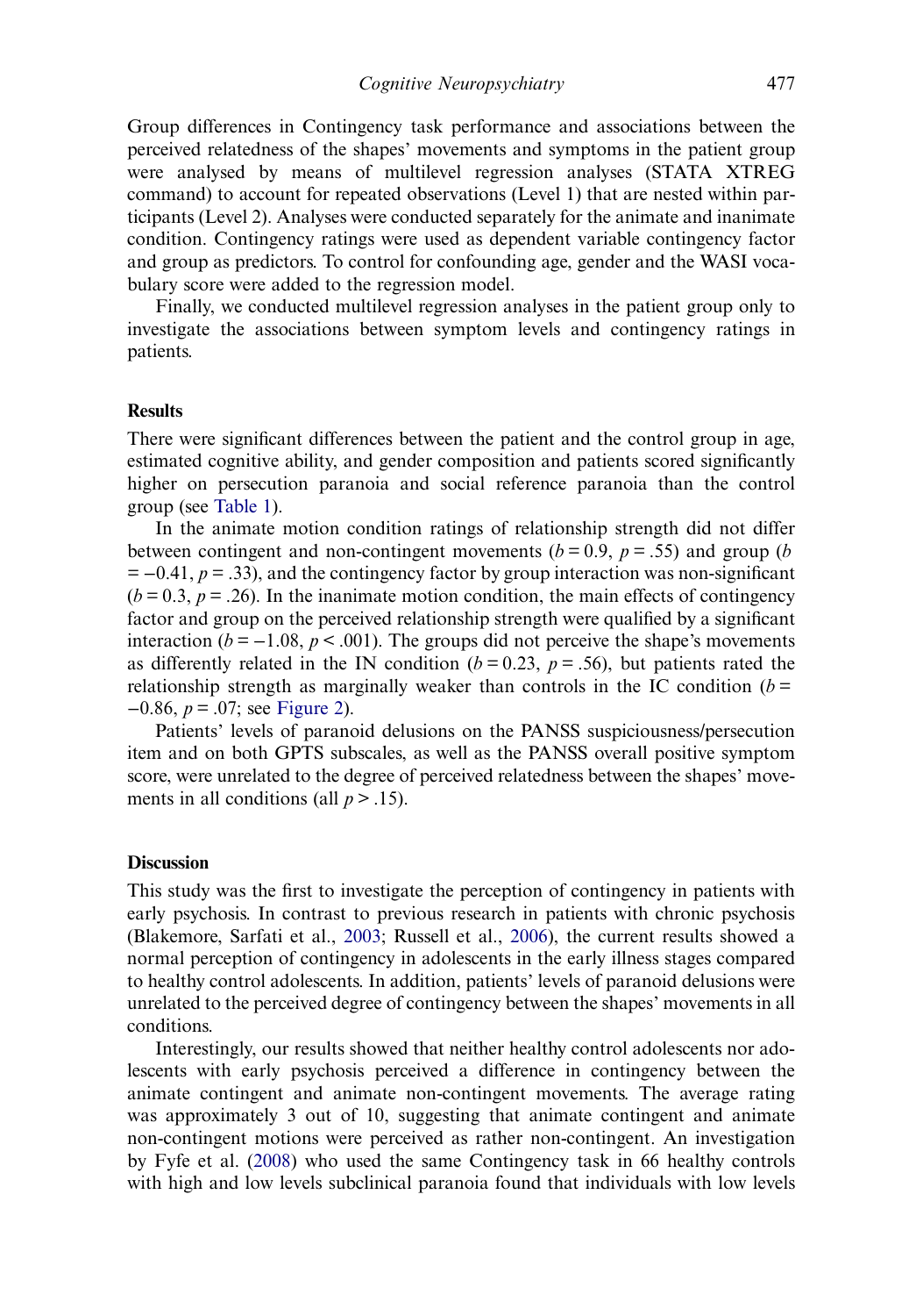Group differences in Contingency task performance and associations between the perceived relatedness of the shapes' movements and symptoms in the patient group were analysed by means of multilevel regression analyses (STATA XTREG command) to account for repeated observations (Level 1) that are nested within participants (Level 2). Analyses were conducted separately for the animate and inanimate condition. Contingency ratings were used as dependent variable contingency factor and group as predictors. To control for confounding age, gender and the WASI vocabulary score were added to the regression model.

Finally, we conducted multilevel regression analyses in the patient group only to investigate the associations between symptom levels and contingency ratings in patients.

## Results

There were significant differences between the patient and the control group in age, estimated cognitive ability, and gender composition and patients scored significantly higher on persecution paranoia and social reference paranoia than the control group (see Table 1).

In the animate motion condition ratings of relationship strength did not differ between contingent and non-contingent movements ($b = 0.9$, $p = .55$) and group ($b = -0.41$, $p = .33$), and the contingency factor by group interaction was non-significant ($b = 0.3$, $p = .26$). In the inanimate motion condition, the main effects of contingency factor and group on the perceived relationship strength were qualified by a significant interaction ($b = -1.08$, $p < .001$). The groups did not perceive the shape's movements as differently related in the IN condition ($b = 0.23$, $p = .56$), but patients rated the relationship strength as marginally weaker than controls in the IC condition ($b = -0.86$, $p = .07$; see Figure 2).

Patients' levels of paranoid delusions on the PANSS suspiciousness/persecution item and on both GPTS subscales, as well as the PANSS overall positive symptom score, were unrelated to the degree of perceived relatedness between the shapes' movements in all conditions (all $p > .15$).

## Discussion

This study was the first to investigate the perception of contingency in patients with early psychosis. In contrast to previous research in patients with chronic psychosis (Blakemore, Sarfati et al., 2003; Russell et al., 2006), the current results showed a normal perception of contingency in adolescents in the early illness stages compared to healthy control adolescents. In addition, patients' levels of paranoid delusions were unrelated to the perceived degree of contingency between the shapes' movements in all conditions.

Interestingly, our results showed that neither healthy control adolescents nor adolescents with early psychosis perceived a difference in contingency between the animate contingent and animate non-contingent movements. The average rating was approximately 3 out of 10, suggesting that animate contingent and animate non-contingent motions were perceived as rather non-contingent. An investigation by Fyfe et al. (2008) who used the same Contingency task in 66 healthy controls with high and low levels subclinical paranoia found that individuals with low levels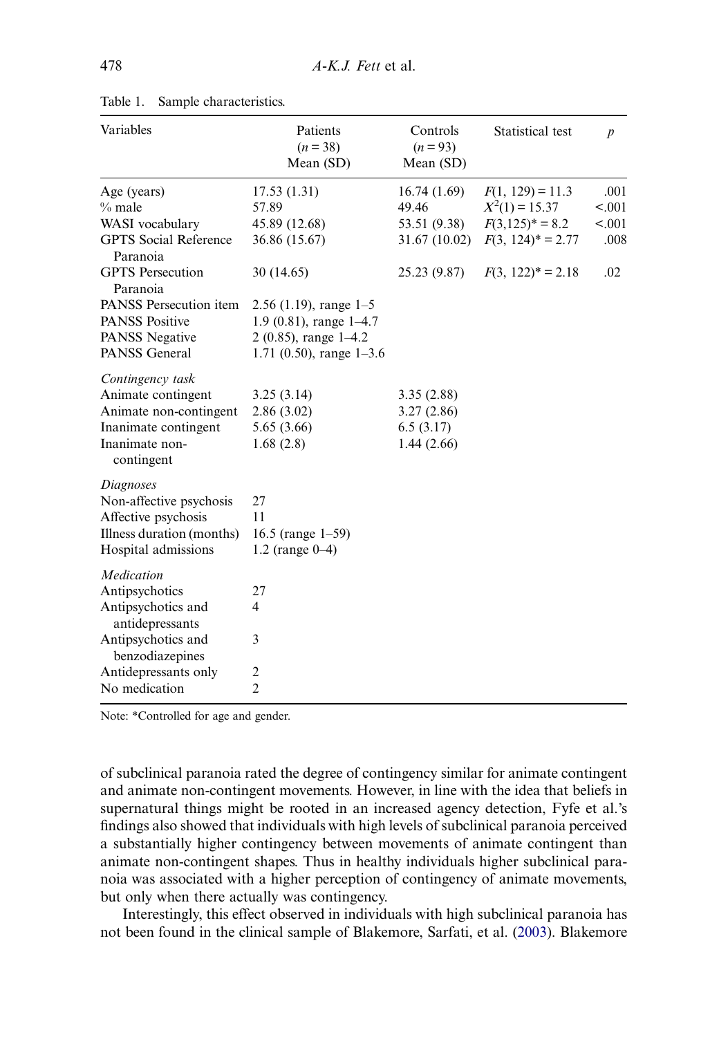Table 1. Sample characteristics.

| Variables | Patients ($n = 38$) Mean (SD) | Controls ($n = 93$) Mean (SD) | Statistical test | $p$ |
|---|---|---|---|---|
| Age (years) | 17.53 (1.31) | 16.74 (1.69) | $F(1, 129) = 11.3$ | .001 |
| % male | 57.89 | 49.46 | $X^2(1) = 15.37$ | <.001 |
| WASI vocabulary | 45.89 (12.68) | 53.51 (9.38) | $F(3,125)^* = 8.2$ | <.001 |
| GPTS Social Reference Paranoia | 36.86 (15.67) | 31.67 (10.02) | $F(3, 124)^* = 2.77$ | .008 |
| GPTS Persecution Paranoia | 30 (14.65) | 25.23 (9.87) | $F(3, 122)^* = 2.18$ | .02 |
| PANSS Persecution item | 2.56 (1.19), range 1–5 | | | |
| PANSS Positive | 1.9 (0.81), range 1–4.7 | | | |
| PANSS Negative | 2 (0.85), range 1–4.2 | | | |
| PANSS General | 1.71 (0.50), range 1–3.6 | | | |
| *Contingency task* | | | | |
| Animate contingent | 3.25 (3.14) | 3.35 (2.88) | | |
| Animate non-contingent | 2.86 (3.02) | 3.27 (2.86) | | |
| Inanimate contingent | 5.65 (3.66) | 6.5 (3.17) | | |
| Inanimate non-contingent | 1.68 (2.8) | 1.44 (2.66) | | |
| *Diagnoses* | | | | |
| Non-affective psychosis | 27 | | | |
| Affective psychosis | 11 | | | |
| Illness duration (months) | 16.5 (range 1–59) | | | |
| Hospital admissions | 1.2 (range 0–4) | | | |
| *Medication* | | | | |
| Antipsychotics | 27 | | | |
| Antipsychotics and antidepressants | 4 | | | |
| Antipsychotics and benzodiazepines | 3 | | | |
| Antidepressants only | 2 | | | |
| No medication | 2 | | | |

Note: *Controlled for age and gender.

of subclinical paranoia rated the degree of contingency similar for animate contingent and animate non-contingent movements. However, in line with the idea that beliefs in supernatural things might be rooted in an increased agency detection, Fyfe et al.'s findings also showed that individuals with high levels of subclinical paranoia perceived a substantially higher contingency between movements of animate contingent than animate non-contingent shapes. Thus in healthy individuals higher subclinical paranoia was associated with a higher perception of contingency of animate movements, but only when there actually was contingency.

Interestingly, this effect observed in individuals with high subclinical paranoia has not been found in the clinical sample of Blakemore, Sarfati, et al. (2003). Blakemore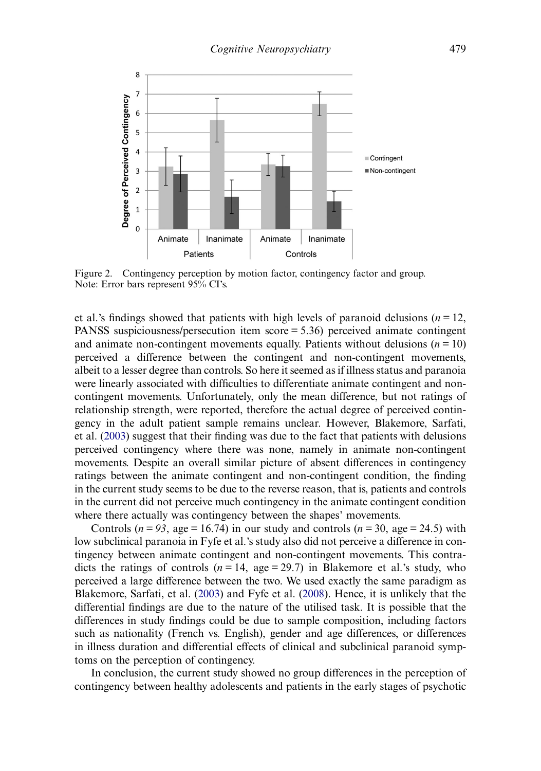Figure 2. Contingency perception by motion factor, contingency factor and group. Note: Error bars represent 95% CI's.

et al.'s findings showed that patients with high levels of paranoid delusions ($n = 12$, PANSS suspiciousness/persecution item score = 5.36) perceived animate contingent and animate non-contingent movements equally. Patients without delusions ($n = 10$) perceived a difference between the contingent and non-contingent movements, albeit to a lesser degree than controls. So here it seemed as if illness status and paranoia were linearly associated with difficulties to differentiate animate contingent and non-contingent movements. Unfortunately, only the mean difference, but not ratings of relationship strength, were reported, therefore the actual degree of perceived contingency in the adult patient sample remains unclear. However, Blakemore, Sarfati, et al. (2003) suggest that their finding was due to the fact that patients with delusions perceived contingency where there was none, namely in animate non-contingent movements. Despite an overall similar picture of absent differences in contingency ratings between the animate contingent and non-contingent condition, the finding in the current study seems to be due to the reverse reason, that is, patients and controls in the current did not perceive much contingency in the animate contingent condition where there actually was contingency between the shapes' movements.

Controls ($n = 93$, age = 16.74) in our study and controls ($n = 30$, age = 24.5) with low subclinical paranoia in Fyfe et al.'s study also did not perceive a difference in contingency between animate contingent and non-contingent movements. This contradicts the ratings of controls ($n = 14$, age = 29.7) in Blakemore et al.'s study, who perceived a large difference between the two. We used exactly the same paradigm as Blakemore, Sarfati, et al. (2003) and Fyfe et al. (2008). Hence, it is unlikely that the differential findings are due to the nature of the utilised task. It is possible that the differences in study findings could be due to sample composition, including factors such as nationality (French vs. English), gender and age differences, or differences in illness duration and differential effects of clinical and subclinical paranoid symptoms on the perception of contingency.

In conclusion, the current study showed no group differences in the perception of contingency between healthy adolescents and patients in the early stages of psychotic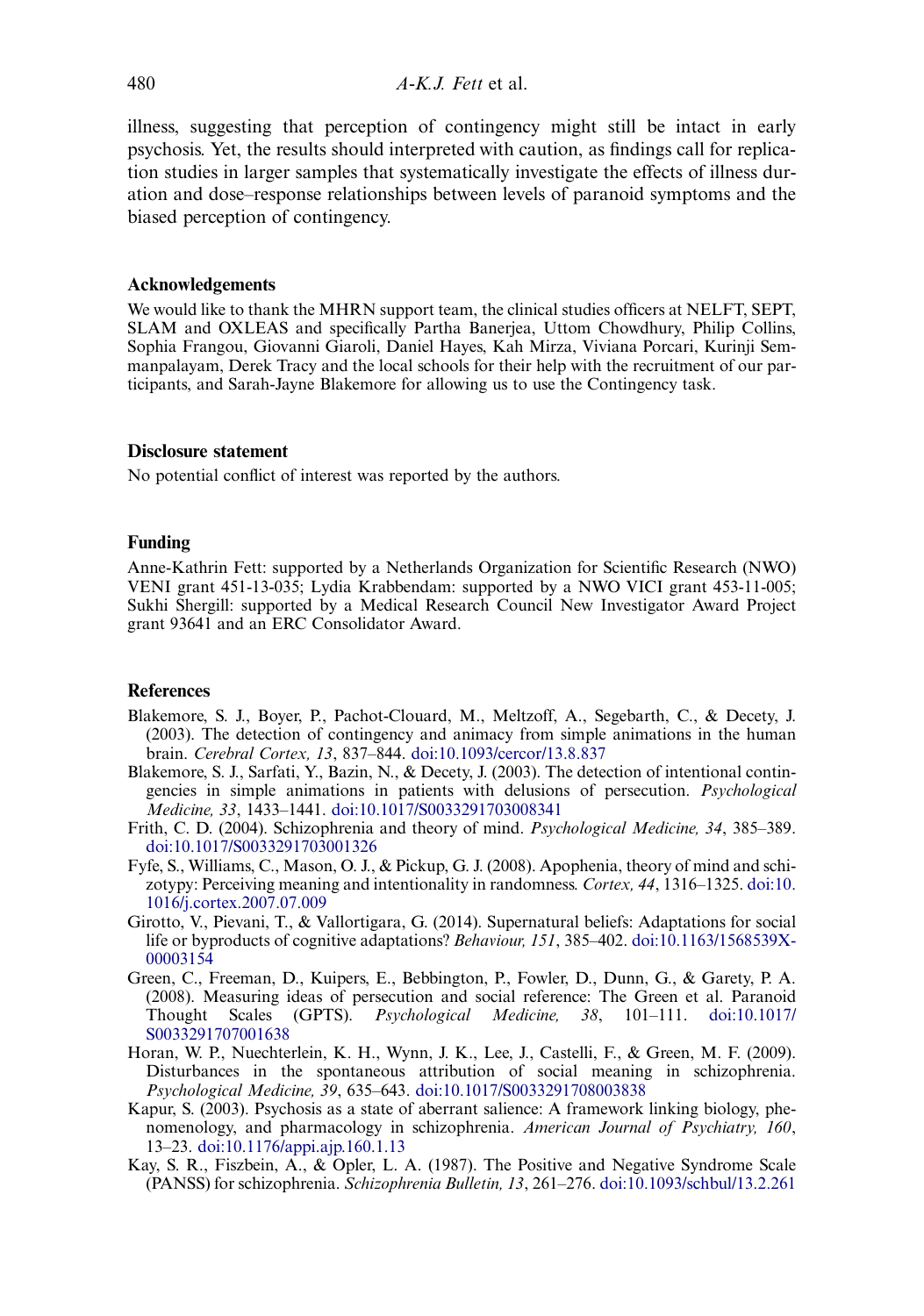illness, suggesting that perception of contingency might still be intact in early psychosis. Yet, the results should interpreted with caution, as findings call for replication studies in larger samples that systematically investigate the effects of illness duration and dose–response relationships between levels of paranoid symptoms and the biased perception of contingency.

### Acknowledgements

We would like to thank the MHRN support team, the clinical studies officers at NELFT, SEPT, SLAM and OXLEAS and specifically Partha Banerjea, Uttom Chowdhury, Philip Collins, Sophia Frangou, Giovanni Giaroli, Daniel Hayes, Kah Mirza, Viviana Porcari, Kurinji Semmanpalayam, Derek Tracy and the local schools for their help with the recruitment of our participants, and Sarah-Jayne Blakemore for allowing us to use the Contingency task.

### Disclosure statement

No potential conflict of interest was reported by the authors.

### Funding

Anne-Kathrin Fett: supported by a Netherlands Organization for Scientific Research (NWO) VENI grant 451-13-035; Lydia Krabbendam: supported by a NWO VICI grant 453-11-005; Sukhi Shergill: supported by a Medical Research Council New Investigator Award Project grant 93641 and an ERC Consolidator Award.

### References

Blakemore, S. J., Boyer, P., Pachot-Clouard, M., Meltzoff, A., Segebarth, C., & Decety, J. (2003). The detection of contingency and animacy from simple animations in the human brain. *Cerebral Cortex, 13*, 837–844. doi:10.1093/cercor/13.8.837

Blakemore, S. J., Sarfati, Y., Bazin, N., & Decety, J. (2003). The detection of intentional contingencies in simple animations in patients with delusions of persecution. *Psychological Medicine, 33*, 1433–1441. doi:10.1017/S0033291703008341

Frith, C. D. (2004). Schizophrenia and theory of mind. *Psychological Medicine, 34*, 385–389. doi:10.1017/S0033291703001326

Fyfe, S., Williams, C., Mason, O. J., & Pickup, G. J. (2008). Apophenia, theory of mind and schizotypy: Perceiving meaning and intentionality in randomness. *Cortex, 44*, 1316–1325. doi:10.1016/j.cortex.2007.07.009

Girotto, V., Pievani, T., & Vallortigara, G. (2014). Supernatural beliefs: Adaptations for social life or byproducts of cognitive adaptations? *Behaviour, 151*, 385–402. doi:10.1163/1568539X-00003154

Green, C., Freeman, D., Kuipers, E., Bebbington, P., Fowler, D., Dunn, G., & Garety, P. A. (2008). Measuring ideas of persecution and social reference: The Green et al. Paranoid Thought Scales (GPTS). *Psychological Medicine, 38*, 101–111. doi:10.1017/S0033291707001638

Horan, W. P., Nuechterlein, K. H., Wynn, J. K., Lee, J., Castelli, F., & Green, M. F. (2009). Disturbances in the spontaneous attribution of social meaning in schizophrenia. *Psychological Medicine, 39*, 635–643. doi:10.1017/S0033291708003838

Kapur, S. (2003). Psychosis as a state of aberrant salience: A framework linking biology, phenomenology, and pharmacology in schizophrenia. *American Journal of Psychiatry, 160*, 13–23. doi:10.1176/appi.ajp.160.1.13

Kay, S. R., Fiszbein, A., & Opler, L. A. (1987). The Positive and Negative Syndrome Scale (PANSS) for schizophrenia. *Schizophrenia Bulletin, 13*, 261–276. doi:10.1093/schbul/13.2.261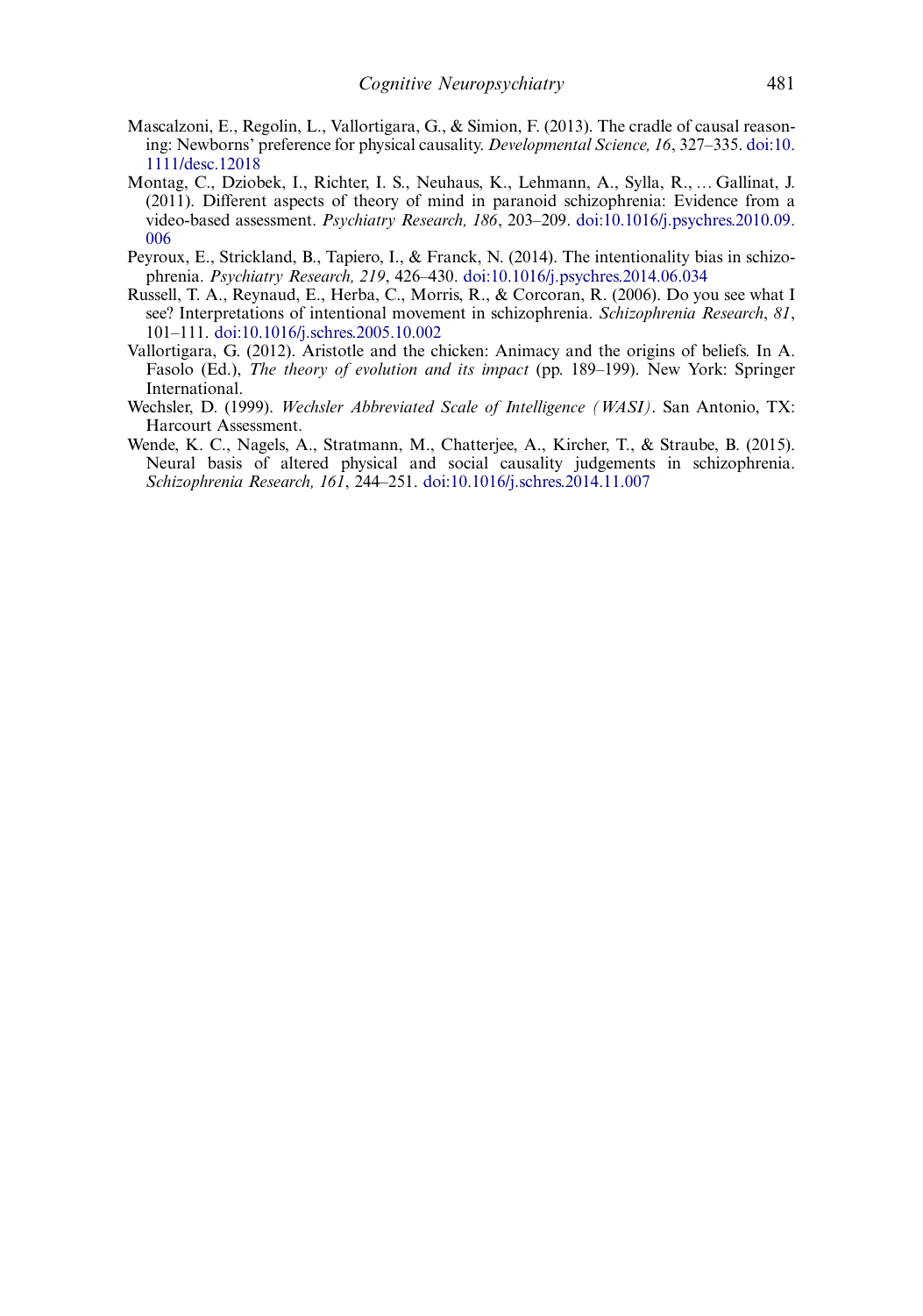Mascalzoni, E., Regolin, L., Vallortigara, G., & Simion, F. (2013). The cradle of causal reasoning: Newborns' preference for physical causality. *Developmental Science, 16*, 327–335. doi:10.1111/desc.12018

Montag, C., Dziobek, I., Richter, I. S., Neuhaus, K., Lehmann, A., Sylla, R., … Gallinat, J. (2011). Different aspects of theory of mind in paranoid schizophrenia: Evidence from a video-based assessment. *Psychiatry Research, 186*, 203–209. doi:10.1016/j.psychres.2010.09.006

Peyroux, E., Strickland, B., Tapiero, I., & Franck, N. (2014). The intentionality bias in schizophrenia. *Psychiatry Research, 219*, 426–430. doi:10.1016/j.psychres.2014.06.034

Russell, T. A., Reynaud, E., Herba, C., Morris, R., & Corcoran, R. (2006). Do you see what I see? Interpretations of intentional movement in schizophrenia. *Schizophrenia Research*, *81*, 101–111. doi:10.1016/j.schres.2005.10.002

Vallortigara, G. (2012). Aristotle and the chicken: Animacy and the origins of beliefs. In A. Fasolo (Ed.), *The theory of evolution and its impact* (pp. 189–199). New York: Springer International.

Wechsler, D. (1999). *Wechsler Abbreviated Scale of Intelligence (WASI)*. San Antonio, TX: Harcourt Assessment.

Wende, K. C., Nagels, A., Stratmann, M., Chatterjee, A., Kircher, T., & Straube, B. (2015). Neural basis of altered physical and social causality judgements in schizophrenia. *Schizophrenia Research, 161*, 244–251. doi:10.1016/j.schres.2014.11.007